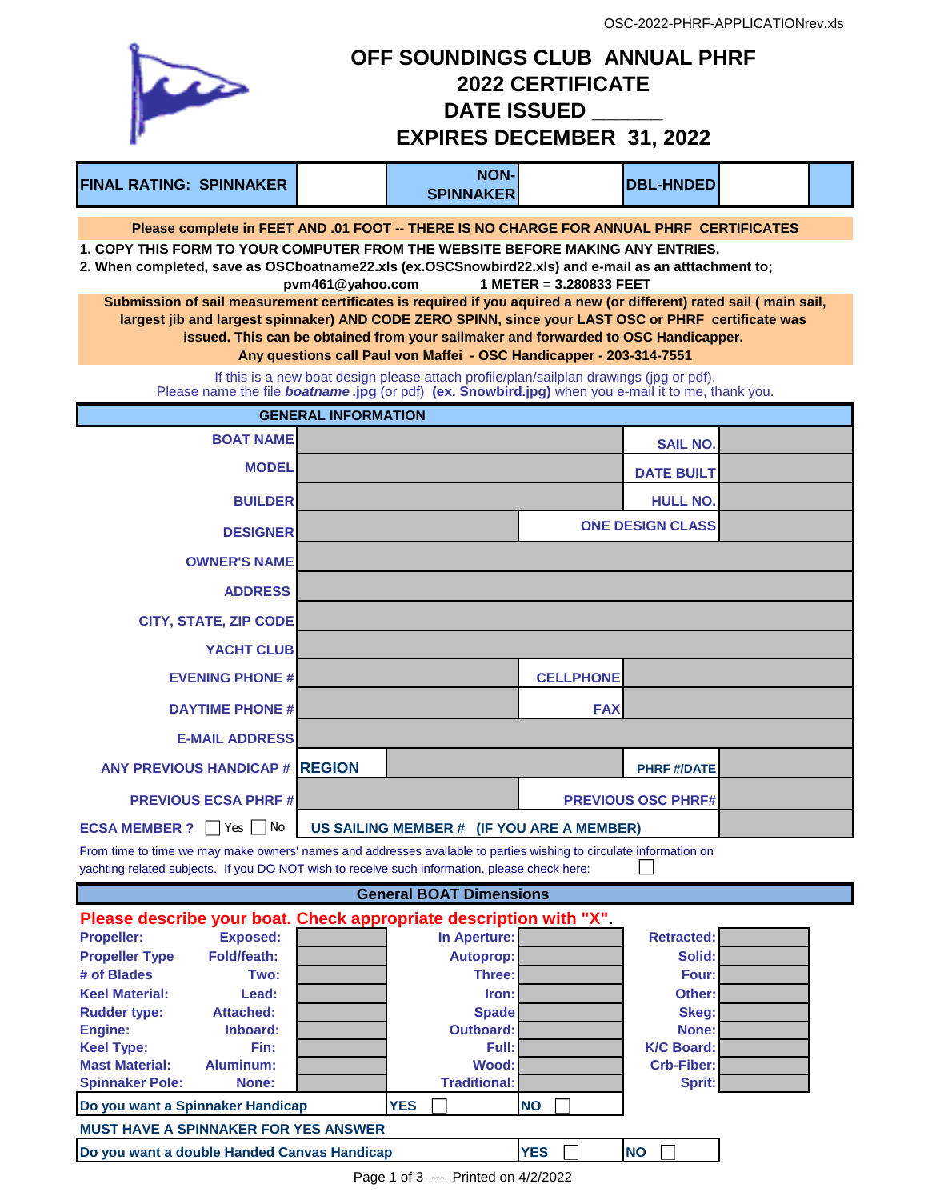OSC-2022-PHRF-APPLICATIONrev.xls

# OFF SOUNDINGS CLUB ANNUAL PHRF
# 2022 CERTIFICATE
# DATE ISSUED ______
# EXPIRES DECEMBER 31, 2022

| FINAL RATING: SPINNAKER | | NON-SPINNAKER | | DBL-HNDED | | |
|---|---|---|---|---|---|---|

**Please complete in FEET AND .01 FOOT -- THERE IS NO CHARGE FOR ANNUAL PHRF CERTIFICATES**

**1. COPY THIS FORM TO YOUR COMPUTER FROM THE WEBSITE BEFORE MAKING ANY ENTRIES.**

**2. When completed, save as OSCboatname22.xls (ex.OSCSnowbird22.xls) and e-mail as an atttachment to;**

**pvm461@yahoo.com** **1 METER = 3.280833 FEET**

**Submission of sail measurement certificates is required if you aquired a new (or different) rated sail ( main sail, largest jib and largest spinnaker) AND CODE ZERO SPINN, since your LAST OSC or PHRF certificate was issued. This can be obtained from your sailmaker and forwarded to OSC Handicapper.**

**Any questions call Paul von Maffei - OSC Handicapper - 203-314-7551**

If this is a new boat design please attach profile/plan/sailplan drawings (jpg or pdf).
Please name the file ***boatname*** **.jpg** (or pdf) **(ex. Snowbird.jpg)** when you e-mail it to me, thank you.

## GENERAL INFORMATION

| | | | |
|---|---|---|---|
| BOAT NAME | | SAIL NO. | |
| MODEL | | DATE BUILT | |
| BUILDER | | HULL NO. | |
| DESIGNER | | ONE DESIGN CLASS | |
| OWNER'S NAME | | | |
| ADDRESS | | | |
| CITY, STATE, ZIP CODE | | | |
| YACHT CLUB | | | |
| EVENING PHONE # | | CELLPHONE | |
| DAYTIME PHONE # | | FAX | |
| E-MAIL ADDRESS | | | |
| ANY PREVIOUS HANDICAP # | REGION | PHRF #/DATE | |
| PREVIOUS ECSA PHRF # | | PREVIOUS OSC PHRF# | |
| ECSA MEMBER ? ☐ Yes ☐ No | US SAILING MEMBER # (IF YOU ARE A MEMBER) | | |

From time to time we may make owners' names and addresses available to parties wishing to circulate information on yachting related subjects. If you DO NOT wish to receive such information, please check here: ☐

## General BOAT Dimensions

**Please describe your boat. Check appropriate description with "X".**

| | | | | | | |
|---|---|---|---|---|---|---|
| Propeller: | Exposed: | | In Aperture: | | Retracted: | |
| Propeller Type | Fold/feath: | | Autoprop: | | Solid: | |
| # of Blades | Two: | | Three: | | Four: | |
| Keel Material: | Lead: | | Iron: | | Other: | |
| Rudder type: | Attached: | | Spade | | Skeg: | |
| Engine: | Inboard: | | Outboard: | | None: | |
| Keel Type: | Fin: | | Full: | | K/C Board: | |
| Mast Material: | Aluminum: | | Wood: | | Crb-Fiber: | |
| Spinnaker Pole: | None: | | Traditional: | | Sprit: | |

Do you want a Spinnaker Handicap — YES ☐ NO ☐

MUST HAVE A SPINNAKER FOR YES ANSWER

Do you want a double Handed Canvas Handicap — YES ☐ NO ☐

Printed on 4/2/2022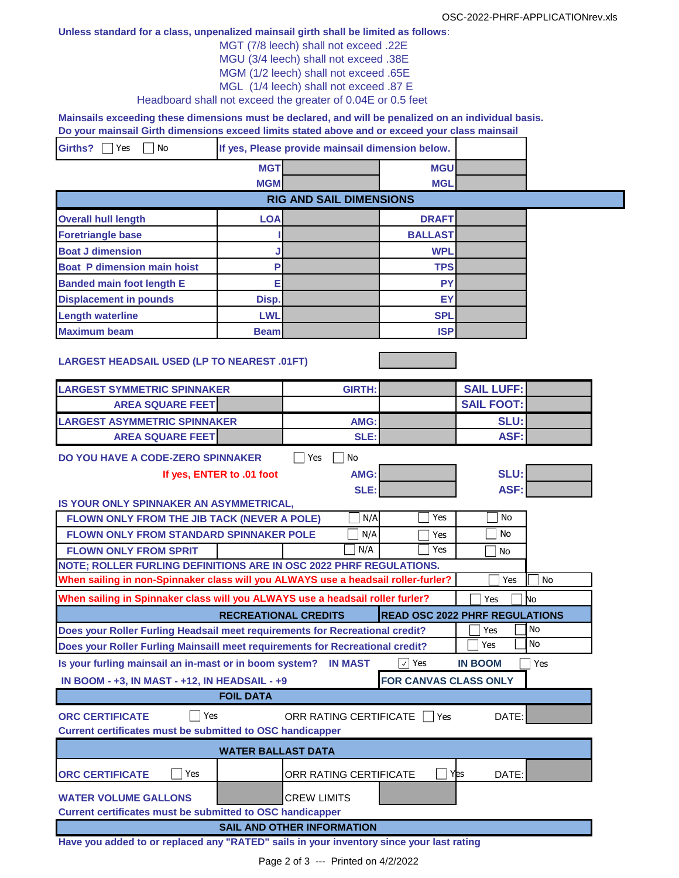Unless standard for a class, unpenalized mainsail girth shall be limited as follows:

MGT (7/8 leech) shall not exceed .22E
MGU (3/4 leech) shall not exceed .38E
MGM (1/2 leech) shall not exceed .65E
MGL (1/4 leech) shall not exceed .87 E
Headboard shall not exceed the greater of 0.04E or 0.5 feet

**Mainsails exceeding these dimensions must be declared, and will be penalized on an individual basis.**
**Do your mainsail Girth dimensions exceed limits stated above and or exceed your class mainsail**

| Girths? ☐ Yes ☐ No | If yes, Please provide mainsail dimension below. | | |
|---|---|---|---|
| | MGT | | MGU | |
| | MGM | | MGL | |

## RIG AND SAIL DIMENSIONS

| | | | | |
|---|---|---|---|---|
| Overall hull length | LOA | | DRAFT | |
| Foretriangle base | I | | BALLAST | |
| Boat J dimension | J | | WPL | |
| Boat P dimension main hoist | P | | TPS | |
| Banded main foot length E | E | | PY | |
| Displacement in pounds | Disp. | | EY | |
| Length waterline | LWL | | SPL | |
| Maximum beam | Beam | | ISP | |

LARGEST HEADSAIL USED (LP TO NEAREST .01FT)

| | | | |
|---|---|---|---|
| LARGEST SYMMETRIC SPINNAKER | GIRTH: | | SAIL LUFF: |
| AREA SQUARE FEET | | | SAIL FOOT: |
| LARGEST ASYMMETRIC SPINNAKER | AMG: | | SLU: |
| AREA SQUARE FEET | SLE: | | ASF: |

DO YOU HAVE A CODE-ZERO SPINNAKER ☐ Yes ☐ No

If yes, ENTER to .01 foot

| | | | |
|---|---|---|---|
| AMG: | | SLU: | |
| SLE: | | ASF: | |

IS YOUR ONLY SPINNAKER AN ASYMMETRICAL,

| | | | |
|---|---|---|---|
| FLOWN ONLY FROM THE JIB TACK (NEVER A POLE) | ☐ N/A | ☐ Yes | ☐ No |
| FLOWN ONLY FROM STANDARD SPINNAKER POLE | ☐ N/A | ☐ Yes | ☐ No |
| FLOWN ONLY FROM SPRIT | ☐ N/A | ☐ Yes | ☐ No |

NOTE; ROLLER FURLING DEFINITIONS ARE IN OSC 2022 PHRF REGULATIONS.

When sailing in non-Spinnaker class will you ALWAYS use a headsail roller-furler? ☐ Yes ☐ No

When sailing in Spinnaker class will you ALWAYS use a headsail roller furler? ☐ Yes ☐ No

| RECREATIONAL CREDITS | READ OSC 2022 PHRF REGULATIONS |
|---|---|
| Does your Roller Furling Headsail meet requirements for Recreational credit? | ☐ Yes ☐ No |
| Does your Roller Furling Mainsaill meet requirements for Recreational credit? | ☐ Yes ☐ No |

Is your furling mainsail an in-mast or in boom system? IN MAST ☑ Yes IN BOOM ☐ Yes

IN BOOM - +3, IN MAST - +12, IN HEADSAIL - +9 — FOR CANVAS CLASS ONLY

## FOIL DATA

ORC CERTIFICATE ☐ Yes ORR RATING CERTIFICATE ☐ Yes DATE:

Current certificates must be submitted to OSC handicapper

## WATER BALLAST DATA

ORC CERTIFICATE ☐ Yes ORR RATING CERTIFICATE ☐ Yes DATE:

WATER VOLUME GALLONS CREW LIMITS

Current certificates must be submitted to OSC handicapper

## SAIL AND OTHER INFORMATION

Have you added to or replaced any "RATED" sails in your inventory since your last rating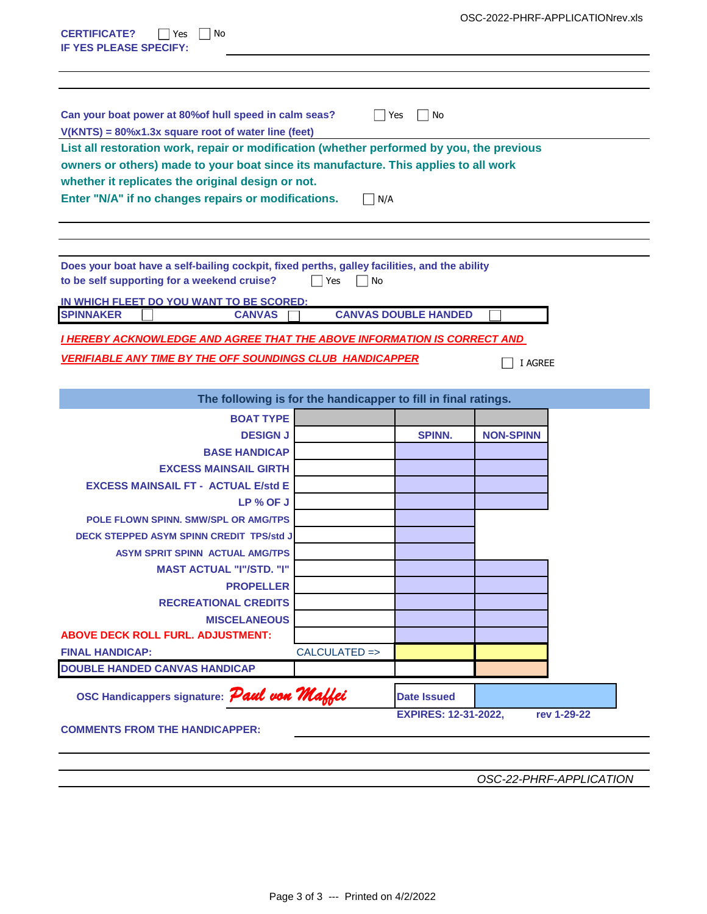**CERTIFICATE?** ☐ Yes ☐ No
**IF YES PLEASE SPECIFY:** ______________________________

______________________________

______________________________

**Can your boat power at 80%of hull speed in calm seas?** ☐ Yes ☐ No
**V(KNTS) = 80%x1.3x square root of water line (feet)**

**List all restoration work, repair or modification (whether performed by you, the previous owners or others) made to your boat since its manufacture. This applies to all work whether it replicates the original design or not.**
**Enter "N/A" if no changes repairs or modifications.** ☐ N/A

______________________________

______________________________

______________________________

**Does your boat have a self-bailing cockpit, fixed perths, galley facilities, and the ability to be self supporting for a weekend cruise?** ☐ Yes ☐ No

**IN WHICH FLEET DO YOU WANT TO BE SCORED:**

| SPINNAKER ☐ | CANVAS ☐ | CANVAS DOUBLE HANDED ☐ |
|---|---|---|

***I HEREBY ACKNOWLEDGE AND AGREE THAT THE ABOVE INFORMATION IS CORRECT AND VERIFIABLE ANY TIME BY THE OFF SOUNDINGS CLUB HANDICAPPER*** ☐ I AGREE

## The following is for the handicapper to fill in final ratings.

| | | | |
|---|---|---|---|
| **BOAT TYPE** | | | |
| **DESIGN J** | | **SPINN.** | **NON-SPINN** |
| **BASE HANDICAP** | | | |
| **EXCESS MAINSAIL GIRTH** | | | |
| **EXCESS MAINSAIL FT - ACTUAL E/std E** | | | |
| **LP % OF J** | | | |
| **POLE FLOWN SPINN. SMW/SPL OR AMG/TPS** | | | |
| **DECK STEPPED ASYM SPINN CREDIT TPS/std J** | | | |
| **ASYM SPRIT SPINN ACTUAL AMG/TPS** | | | |
| **MAST ACTUAL "I"/STD. "I"** | | | |
| **PROPELLER** | | | |
| **RECREATIONAL CREDITS** | | | |
| **MISCELANEOUS** | | | |
| **ABOVE DECK ROLL FURL. ADJUSTMENT:** | | | |
| **FINAL HANDICAP:** | CALCULATED => | | |
| **DOUBLE HANDED CANVAS HANDICAP** | | | |

**OSC Handicappers signature:** *Paul von Maffei*  **Date Issued** ____________

**EXPIRES: 12-31-2022,** **rev 1-29-22**

**COMMENTS FROM THE HANDICAPPER:** ______________________________

______________________________

*OSC-22-PHRF-APPLICATION*